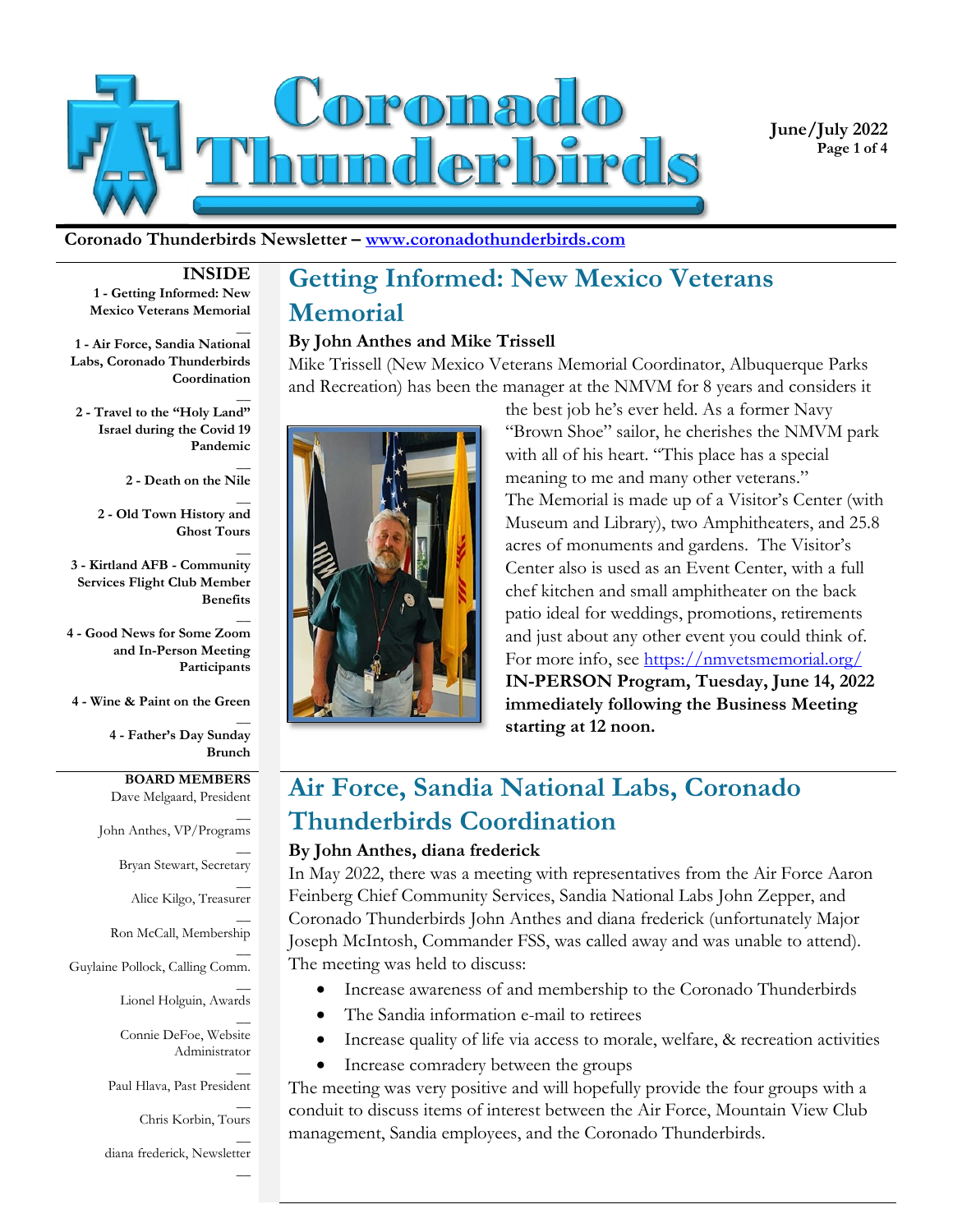# Coronado Thunderbirds

**June/July 2022**

**Coronado Thunderbirds Newsletter – [www.coronadothunderbirds.com](http://www.coronadothunderbirds.com)**

**INSIDE**

- **1 - Getting Informed: New Mexico Veterans Memorial**
- **1 - Air Force, Sandia National Labs, Coronado Thunderbirds Coordination**
- **2 - Travel to the "Holy Land" Israel during the Covid 19 Pandemic**
- **2 - Death on the Nile**
- **2 - Old Town History and Ghost Tours**
- **3 - Kirtland AFB - Community Services Flight Club Member Benefits**
- **4 - Good News for Some Zoom and In-Person Meeting Participants**
- **4 - Wine & Paint on the Green**
- **4 - Father's Day Sunday Brunch**

**BOARD MEMBERS**

- Dave Melgaard, President
- John Anthes, VP/Programs
- Bryan Stewart, Secretary
- Alice Kilgo, Treasurer
- Ron McCall, Membership
- Guylaine Pollock, Calling Comm.
- Lionel Holguin, Awards
- Connie DeFoe, Website Administrator
- Paul Hlava, Past President
- Chris Korbin, Tours
- diana frederick, Newsletter

## Getting Informed: New Mexico Veterans Memorial

**By John Anthes and Mike Trissell**

Mike Trissell (New Mexico Veterans Memorial Coordinator, Albuquerque Parks and Recreation) has been the manager at the NMVM for 8 years and considers it the best job he's ever held. As a former Navy "Brown Shoe" sailor, he cherishes the NMVM park with all of his heart. "This place has a special meaning to me and many other veterans."

The Memorial is made up of a Visitor's Center (with Museum and Library), two Amphitheaters, and 25.8 acres of monuments and gardens. The Visitor's Center also is used as an Event Center, with a full chef kitchen and small amphitheater on the back patio ideal for weddings, promotions, retirements and just about any other event you could think of. For more info, see [https://nmvetsmemorial.org/](https://nmvetsmemorial.org/)

**IN-PERSON Program, Tuesday, June 14, 2022 immediately following the Business Meeting starting at 12 noon.**

## Air Force, Sandia National Labs, Coronado Thunderbirds Coordination

**By John Anthes, diana frederick**

In May 2022, there was a meeting with representatives from the Air Force Aaron Feinberg Chief Community Services, Sandia National Labs John Zepper, and Coronado Thunderbirds John Anthes and diana frederick (unfortunately Major Joseph McIntosh, Commander FSS, was called away and was unable to attend). The meeting was held to discuss:

- Increase awareness of and membership to the Coronado Thunderbirds
- The Sandia information e-mail to retirees
- Increase quality of life via access to morale, welfare, & recreation activities
- Increase comradery between the groups

The meeting was very positive and will hopefully provide the four groups with a conduit to discuss items of interest between the Air Force, Mountain View Club management, Sandia employees, and the Coronado Thunderbirds.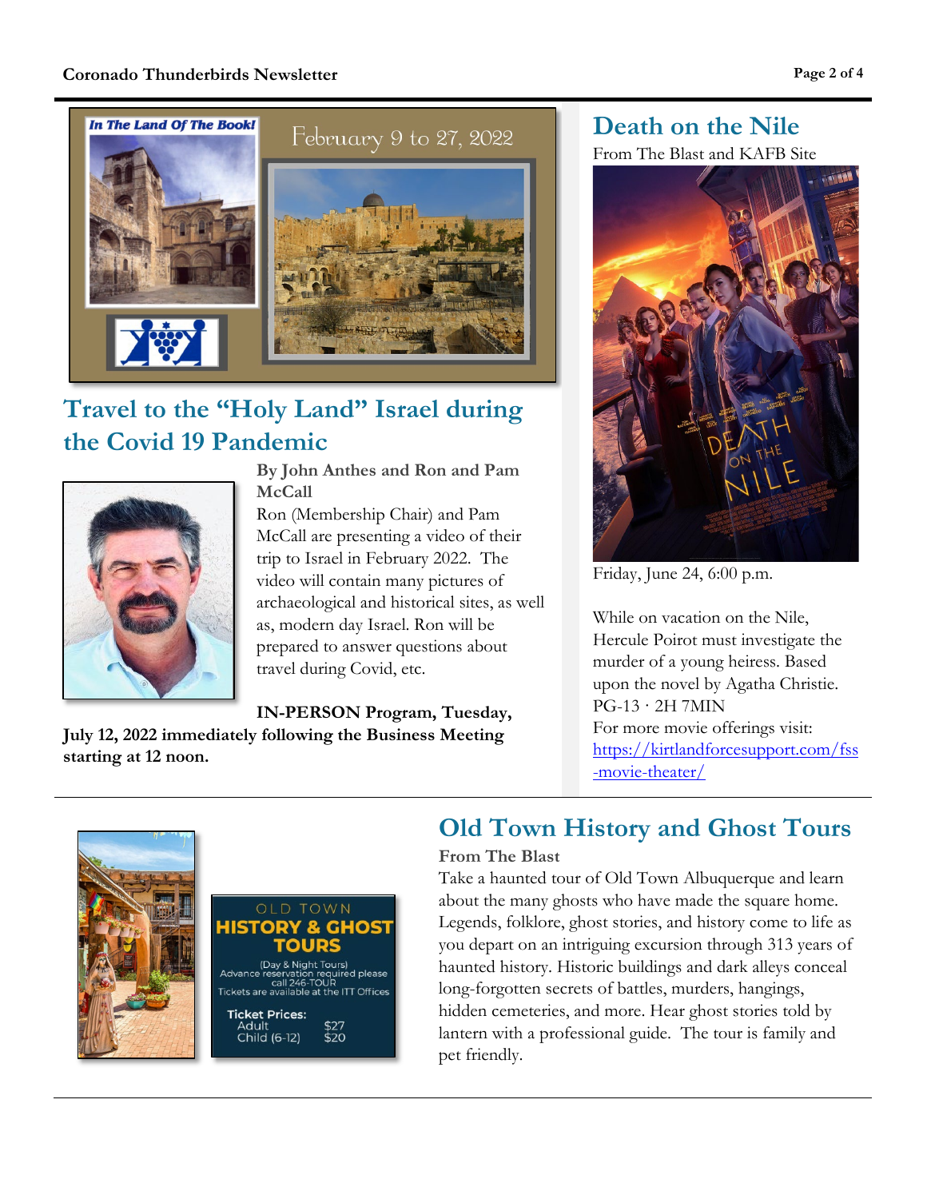## Travel to the "Holy Land" Israel during the Covid 19 Pandemic

**By John Anthes and Ron and Pam McCall**

Ron (Membership Chair) and Pam McCall are presenting a video of their trip to Israel in February 2022. The video will contain many pictures of archaeological and historical sites, as well as, modern day Israel. Ron will be prepared to answer questions about travel during Covid, etc.

**IN-PERSON Program, Tuesday, July 12, 2022 immediately following the Business Meeting starting at 12 noon.**

## Death on the Nile

From The Blast and KAFB Site

Friday, June 24, 6:00 p.m.

While on vacation on the Nile, Hercule Poirot must investigate the murder of a young heiress. Based upon the novel by Agatha Christie. PG-13 · 2H 7MIN

For more movie offerings visit: https://kirtlandforcesupport.com/fss-movie-theater/

## Old Town History and Ghost Tours

**From The Blast**

Take a haunted tour of Old Town Albuquerque and learn about the many ghosts who have made the square home. Legends, folklore, ghost stories, and history come to life as you depart on an intriguing excursion through 313 years of haunted history. Historic buildings and dark alleys conceal long-forgotten secrets of battles, murders, hangings, hidden cemeteries, and more. Hear ghost stories told by lantern with a professional guide. The tour is family and pet friendly.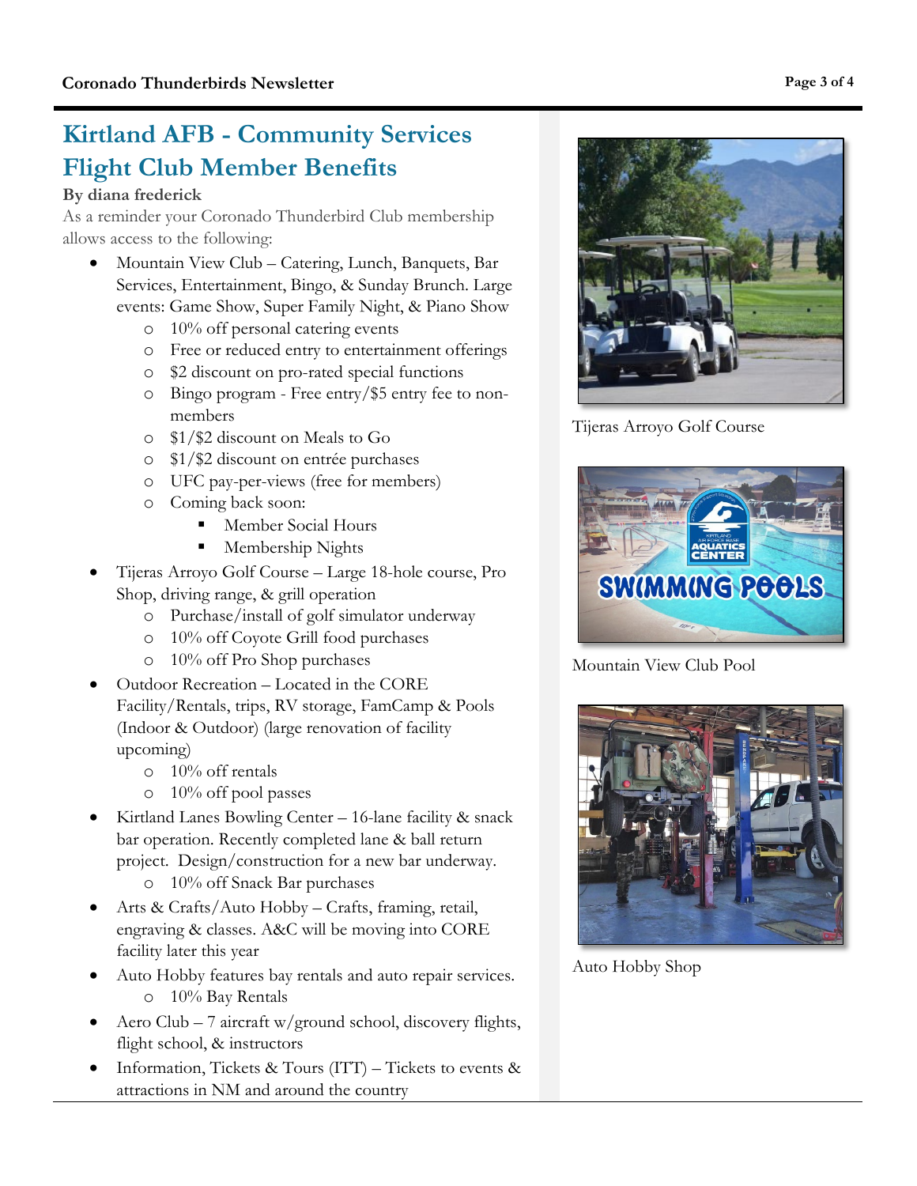# Kirtland AFB - Community Services Flight Club Member Benefits

**By diana frederick**

As a reminder your Coronado Thunderbird Club membership allows access to the following:

- Mountain View Club – Catering, Lunch, Banquets, Bar Services, Entertainment, Bingo, & Sunday Brunch. Large events: Game Show, Super Family Night, & Piano Show
  - 10% off personal catering events
  - Free or reduced entry to entertainment offerings
  - $2 discount on pro-rated special functions
  - Bingo program - Free entry/$5 entry fee to non-members
  - $1/$2 discount on Meals to Go
  - $1/$2 discount on entrée purchases
  - UFC pay-per-views (free for members)
  - Coming back soon:
    - Member Social Hours
    - Membership Nights
- Tijeras Arroyo Golf Course – Large 18-hole course, Pro Shop, driving range, & grill operation
  - Purchase/install of golf simulator underway
  - 10% off Coyote Grill food purchases
  - 10% off Pro Shop purchases
- Outdoor Recreation – Located in the CORE Facility/Rentals, trips, RV storage, FamCamp & Pools (Indoor & Outdoor) (large renovation of facility upcoming)
  - 10% off rentals
  - 10% off pool passes
- Kirtland Lanes Bowling Center – 16-lane facility & snack bar operation. Recently completed lane & ball return project. Design/construction for a new bar underway.
  - 10% off Snack Bar purchases
- Arts & Crafts/Auto Hobby – Crafts, framing, retail, engraving & classes. A&C will be moving into CORE facility later this year
- Auto Hobby features bay rentals and auto repair services.
  - 10% Bay Rentals
- Aero Club – 7 aircraft w/ground school, discovery flights, flight school, & instructors
- Information, Tickets & Tours (ITT) – Tickets to events & attractions in NM and around the country

Tijeras Arroyo Golf Course

Mountain View Club Pool

Auto Hobby Shop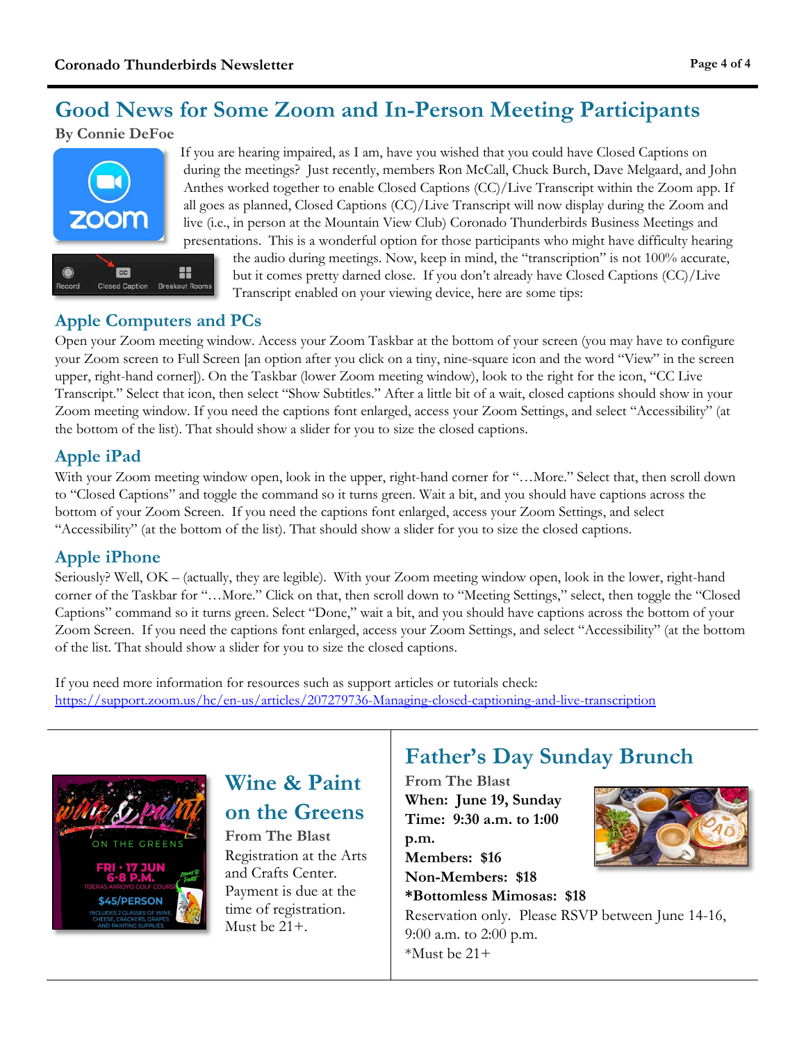# Good News for Some Zoom and In-Person Meeting Participants

**By Connie DeFoe**

If you are hearing impaired, as I am, have you wished that you could have Closed Captions on during the meetings? Just recently, members Ron McCall, Chuck Burch, Dave Melgaard, and John Anthes worked together to enable Closed Captions (CC)/Live Transcript within the Zoom app. If all goes as planned, Closed Captions (CC)/Live Transcript will now display during the Zoom and live (i.e., in person at the Mountain View Club) Coronado Thunderbirds Business Meetings and presentations. This is a wonderful option for those participants who might have difficulty hearing the audio during meetings. Now, keep in mind, the "transcription" is not 100% accurate, but it comes pretty darned close. If you don't already have Closed Captions (CC)/Live Transcript enabled on your viewing device, here are some tips:

## Apple Computers and PCs

Open your Zoom meeting window. Access your Zoom Taskbar at the bottom of your screen (you may have to configure your Zoom screen to Full Screen [an option after you click on a tiny, nine-square icon and the word "View" in the screen upper, right-hand corner]). On the Taskbar (lower Zoom meeting window), look to the right for the icon, "CC Live Transcript." Select that icon, then select "Show Subtitles." After a little bit of a wait, closed captions should show in your Zoom meeting window. If you need the captions font enlarged, access your Zoom Settings, and select "Accessibility" (at the bottom of the list). That should show a slider for you to size the closed captions.

## Apple iPad

With your Zoom meeting window open, look in the upper, right-hand corner for "…More." Select that, then scroll down to "Closed Captions" and toggle the command so it turns green. Wait a bit, and you should have captions across the bottom of your Zoom Screen. If you need the captions font enlarged, access your Zoom Settings, and select "Accessibility" (at the bottom of the list). That should show a slider for you to size the closed captions.

## Apple iPhone

Seriously? Well, OK – (actually, they are legible). With your Zoom meeting window open, look in the lower, right-hand corner of the Taskbar for "…More." Click on that, then scroll down to "Meeting Settings," select, then toggle the "Closed Captions" command so it turns green. Select "Done," wait a bit, and you should have captions across the bottom of your Zoom Screen. If you need the captions font enlarged, access your Zoom Settings, and select "Accessibility" (at the bottom of the list. That should show a slider for you to size the closed captions.

If you need more information for resources such as support articles or tutorials check:
https://support.zoom.us/hc/en-us/articles/207279736-Managing-closed-captioning-and-live-transcription

# Wine & Paint on the Greens

**From The Blast**

Registration at the Arts and Crafts Center. Payment is due at the time of registration. Must be 21+.

# Father's Day Sunday Brunch

**From The Blast**

**When: June 19, Sunday**
**Time: 9:30 a.m. to 1:00 p.m.**
**Members: $16**
**Non-Members: $18**
**\*Bottomless Mimosas: $18**

Reservation only. Please RSVP between June 14-16, 9:00 a.m. to 2:00 p.m.
*Must be 21+